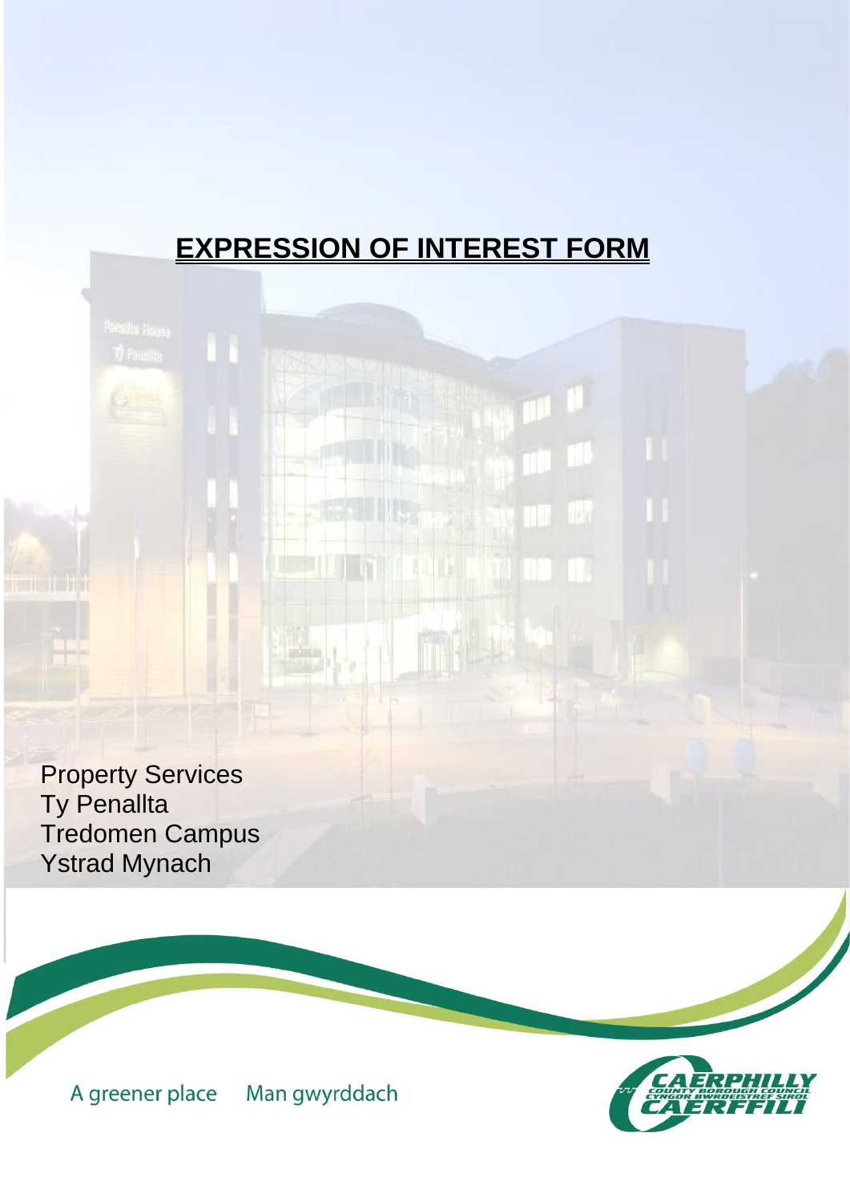# **EXPRESSION OF INTEREST FORM**

Property Services
Ty Penallta
Tredomen Campus
Ystrad Mynach

A greener place    Man gwyrddach

CAERPHILLY COUNTY BOROUGH COUNCIL
CYNGOR BWRDEISTREF SIROL CAERFFILI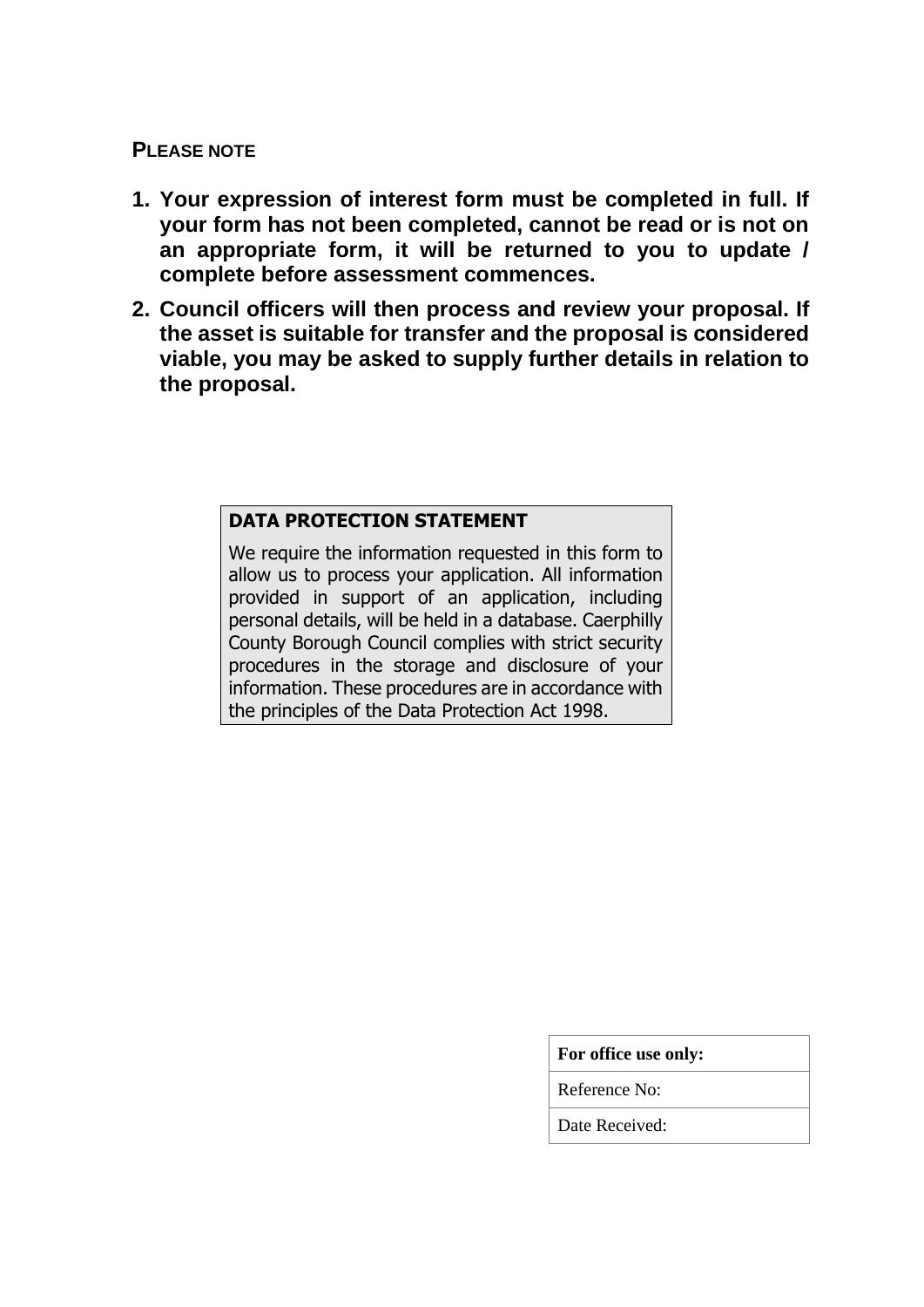**PLEASE NOTE**

1. **Your expression of interest form must be completed in full. If your form has not been completed, cannot be read or is not on an appropriate form, it will be returned to you to update / complete before assessment commences.**
2. **Council officers will then process and review your proposal. If the asset is suitable for transfer and the proposal is considered viable, you may be asked to supply further details in relation to the proposal.**

| **DATA PROTECTION STATEMENT** |
|---|
| We require the information requested in this form to allow us to process your application. All information provided in support of an application, including personal details, will be held in a database. Caerphilly County Borough Council complies with strict security procedures in the storage and disclosure of your information. These procedures are in accordance with the principles of the Data Protection Act 1998. |

| **For office use only:** |
|---|
| Reference No: |
| Date Received: |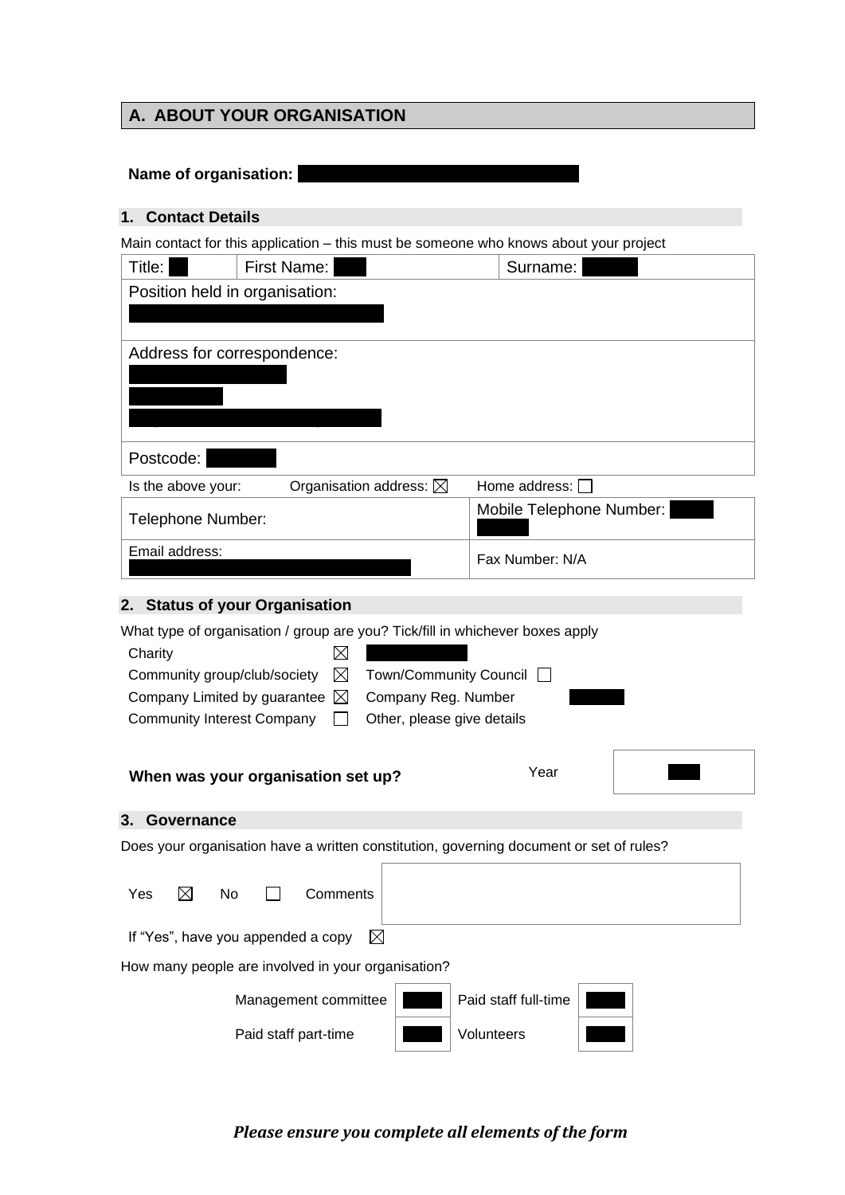## A. ABOUT YOUR ORGANISATION

**Name of organisation:** 

### 1. Contact Details

Main contact for this application – this must be someone who knows about your project

| Title: | First Name: | Surname: |
|---|---|---|
| Position held in organisation: | | |
| Address for correspondence: | | |
| Postcode: | | |

Is the above your: Organisation address: ☒ Home address: ☐

| Telephone Number: | Mobile Telephone Number: |
|---|---|
| Email address: | Fax Number: N/A |

### 2. Status of your Organisation

What type of organisation / group are you? Tick/fill in whichever boxes apply

| | | | |
|---|---|---|---|
| Charity | ☒ | | |
| Community group/club/society | ☒ | Town/Community Council | ☐ |
| Company Limited by guarantee | ☒ | Company Reg. Number | |
| Community Interest Company | ☐ | Other, please give details | |

**When was your organisation set up?** Year

### 3. Governance

Does your organisation have a written constitution, governing document or set of rules?

Yes ☒ No ☐ Comments

If "Yes", have you appended a copy ☒

How many people are involved in your organisation?

| | | | |
|---|---|---|---|
| Management committee | | Paid staff full-time | |
| Paid staff part-time | | Volunteers | |

***Please ensure you complete all elements of the form***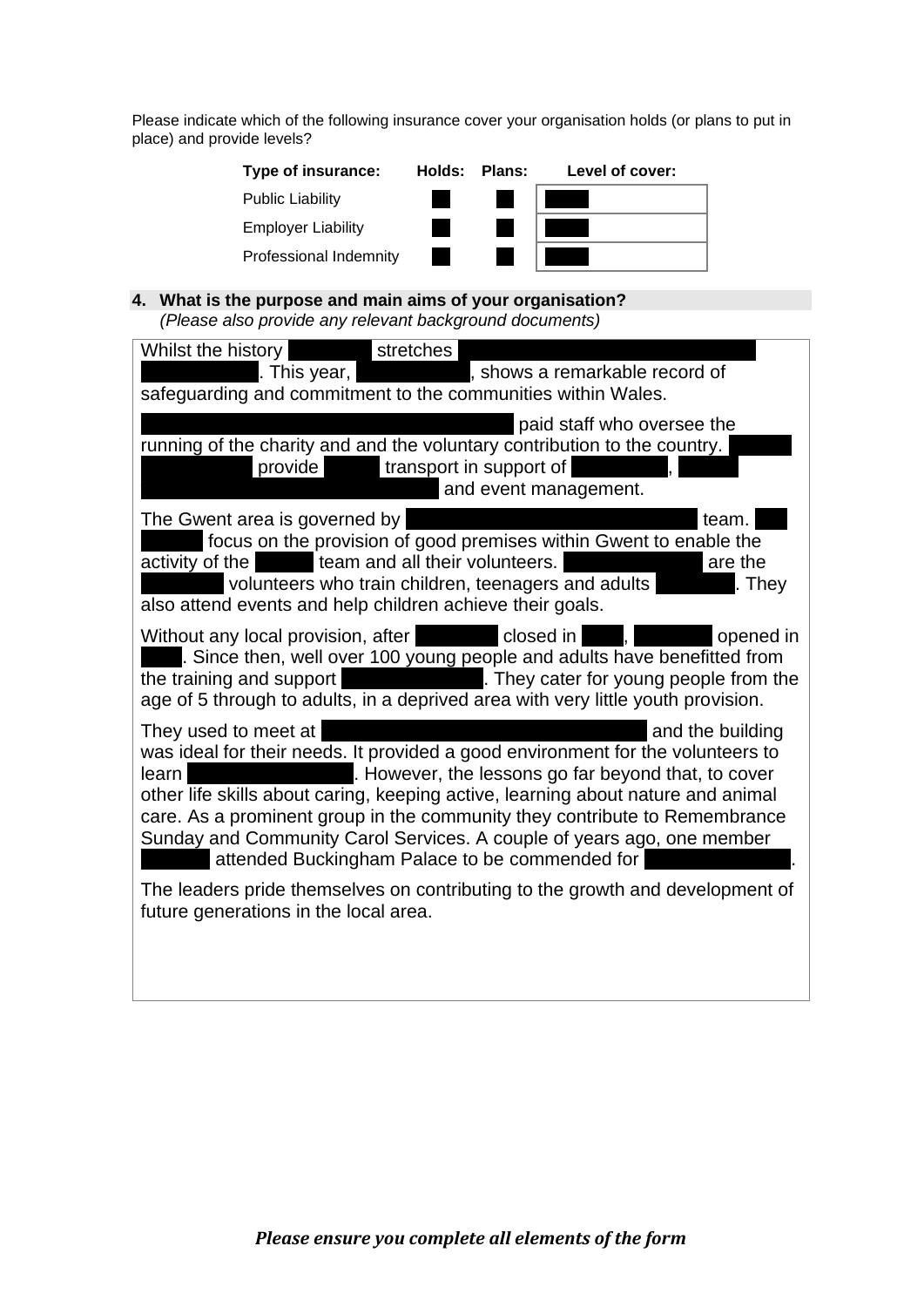Please indicate which of the following insurance cover your organisation holds (or plans to put in place) and provide levels?

| Type of insurance: | Holds: | Plans: | Level of cover: |
|---|---|---|---|
| Public Liability | | | |
| Employer Liability | | | |
| Professional Indemnity | | | |

**4. What is the purpose and main aims of your organisation?**
*(Please also provide any relevant background documents)*

Whilst the history stretches . This year, , shows a remarkable record of safeguarding and commitment to the communities within Wales.

paid staff who oversee the running of the charity and and the voluntary contribution to the country. provide transport in support of , and event management.

The Gwent area is governed by team. focus on the provision of good premises within Gwent to enable the activity of the team and all their volunteers. are the volunteers who train children, teenagers and adults . They also attend events and help children achieve their goals.

Without any local provision, after closed in , opened in . Since then, well over 100 young people and adults have benefitted from the training and support . They cater for young people from the age of 5 through to adults, in a deprived area with very little youth provision.

They used to meet at and the building was ideal for their needs. It provided a good environment for the volunteers to learn . However, the lessons go far beyond that, to cover other life skills about caring, keeping active, learning about nature and animal care. As a prominent group in the community they contribute to Remembrance Sunday and Community Carol Services. A couple of years ago, one member attended Buckingham Palace to be commended for .

The leaders pride themselves on contributing to the growth and development of future generations in the local area.

***Please ensure you complete all elements of the form***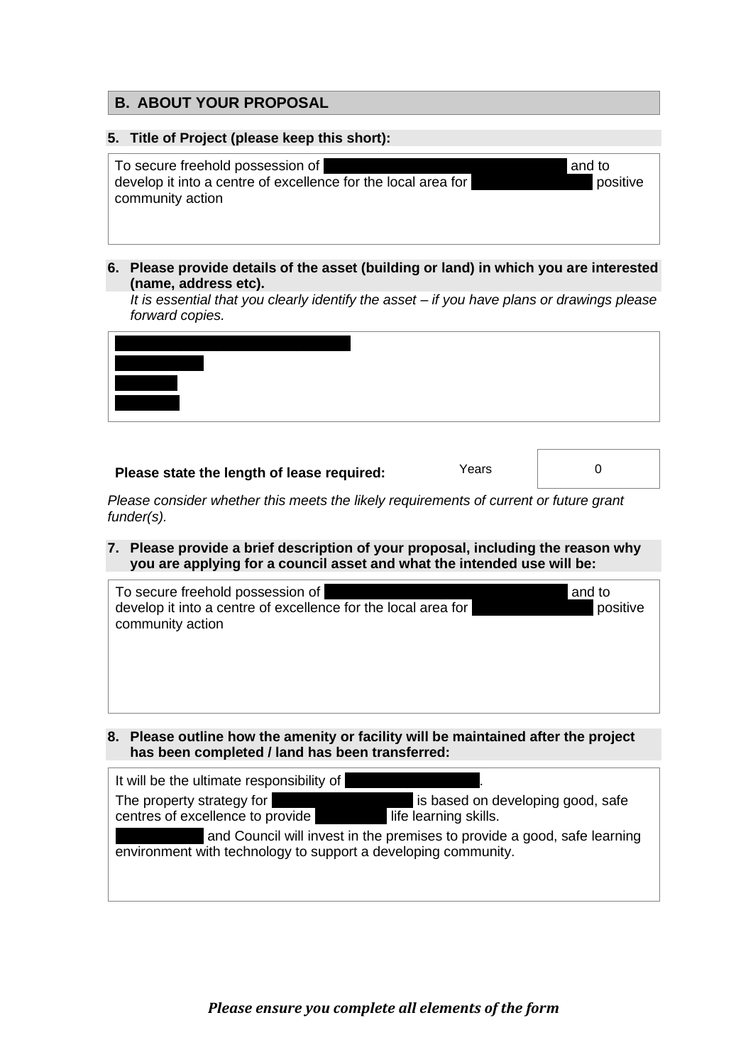## B. ABOUT YOUR PROPOSAL

**5. Title of Project (please keep this short):**

To secure freehold possession of ████████████████████ and to develop it into a centre of excellence for the local area for ██████████ positive community action

**6. Please provide details of the asset (building or land) in which you are interested (name, address etc).**

*It is essential that you clearly identify the asset – if you have plans or drawings please forward copies.*

████████████████████
███████
█████
█████

**Please state the length of lease required:** Years 0

*Please consider whether this meets the likely requirements of current or future grant funder(s).*

**7. Please provide a brief description of your proposal, including the reason why you are applying for a council asset and what the intended use will be:**

To secure freehold possession of ████████████████████ and to develop it into a centre of excellence for the local area for ██████████ positive community action

**8. Please outline how the amenity or facility will be maintained after the project has been completed / land has been transferred:**

It will be the ultimate responsibility of ██████████.

The property strategy for ███████████ is based on developing good, safe centres of excellence to provide ██████ life learning skills.

███████ and Council will invest in the premises to provide a good, safe learning environment with technology to support a developing community.

***Please ensure you complete all elements of the form***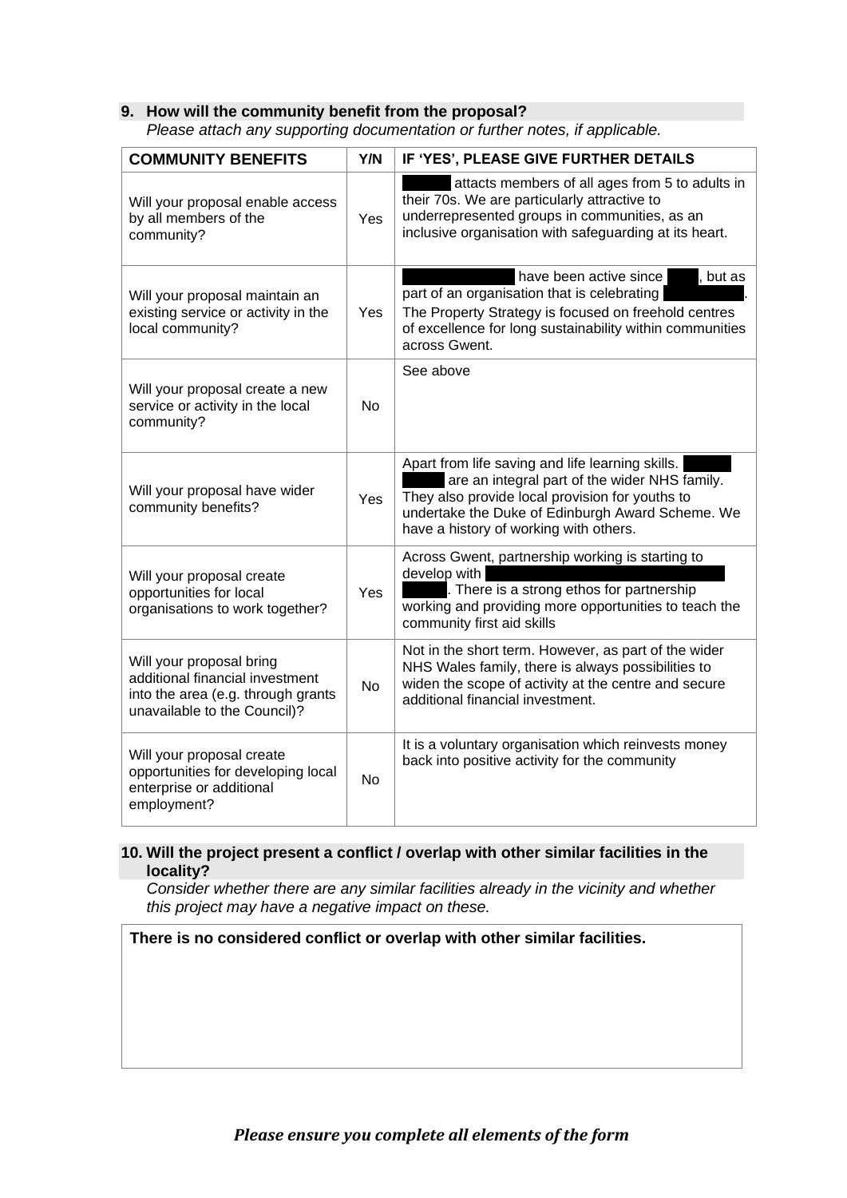**9. How will the community benefit from the proposal?**

*Please attach any supporting documentation or further notes, if applicable.*

| COMMUNITY BENEFITS | Y/N | IF 'YES', PLEASE GIVE FURTHER DETAILS |
|---|---|---|
| Will your proposal enable access by all members of the community? | Yes | attacts members of all ages from 5 to adults in their 70s. We are particularly attractive to underrepresented groups in communities, as an inclusive organisation with safeguarding at its heart. |
| Will your proposal maintain an existing service or activity in the local community? | Yes | have been active since , but as part of an organisation that is celebrating . The Property Strategy is focused on freehold centres of excellence for long sustainability within communities across Gwent. |
| Will your proposal create a new service or activity in the local community? | No | See above |
| Will your proposal have wider community benefits? | Yes | Apart from life saving and life learning skills. are an integral part of the wider NHS family. They also provide local provision for youths to undertake the Duke of Edinburgh Award Scheme. We have a history of working with others. |
| Will your proposal create opportunities for local organisations to work together? | Yes | Across Gwent, partnership working is starting to develop with . There is a strong ethos for partnership working and providing more opportunities to teach the community first aid skills |
| Will your proposal bring additional financial investment into the area (e.g. through grants unavailable to the Council)? | No | Not in the short term. However, as part of the wider NHS Wales family, there is always possibilities to widen the scope of activity at the centre and secure additional financial investment. |
| Will your proposal create opportunities for developing local enterprise or additional employment? | No | It is a voluntary organisation which reinvests money back into positive activity for the community |

**10. Will the project present a conflict / overlap with other similar facilities in the locality?**

*Consider whether there are any similar facilities already in the vicinity and whether this project may have a negative impact on these.*

**There is no considered conflict or overlap with other similar facilities.**

***Please ensure you complete all elements of the form***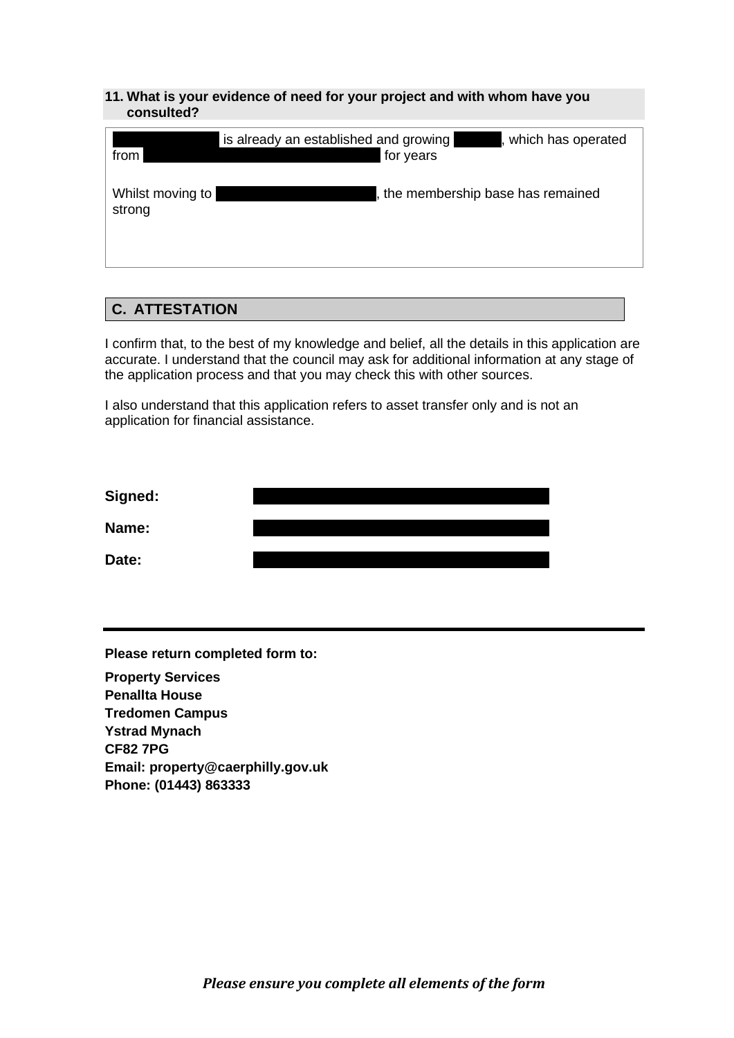**11. What is your evidence of need for your project and with whom have you consulted?**

██████████ is already an established and growing ██████, which has operated from ██████████████████████████ for years

Whilst moving to ████████████████, the membership base has remained strong

## C. ATTESTATION

I confirm that, to the best of my knowledge and belief, all the details in this application are accurate. I understand that the council may ask for additional information at any stage of the application process and that you may check this with other sources.

I also understand that this application refers to asset transfer only and is not an application for financial assistance.

**Signed:** ████████████████████

**Name:** ████████████████████

**Date:** ████████████████████

---

**Please return completed form to:**

**Property Services**
**Penallta House**
**Tredomen Campus**
**Ystrad Mynach**
**CF82 7PG**
**Email: property@caerphilly.gov.uk**
**Phone: (01443) 863333**

***Please ensure you complete all elements of the form***